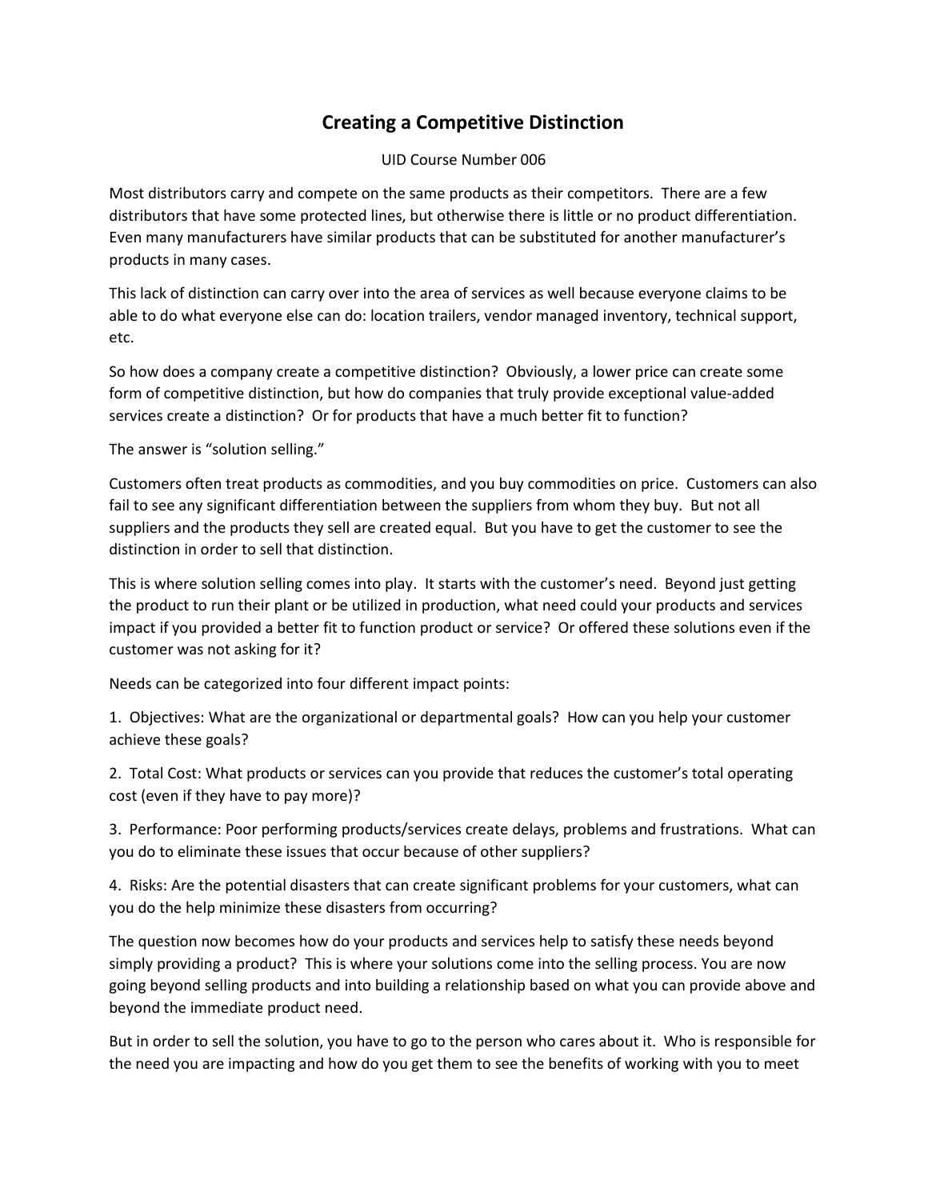# Creating a Competitive Distinction

UID Course Number 006

Most distributors carry and compete on the same products as their competitors. There are a few distributors that have some protected lines, but otherwise there is little or no product differentiation. Even many manufacturers have similar products that can be substituted for another manufacturer's products in many cases.

This lack of distinction can carry over into the area of services as well because everyone claims to be able to do what everyone else can do: location trailers, vendor managed inventory, technical support, etc.

So how does a company create a competitive distinction? Obviously, a lower price can create some form of competitive distinction, but how do companies that truly provide exceptional value-added services create a distinction? Or for products that have a much better fit to function?

The answer is "solution selling."

Customers often treat products as commodities, and you buy commodities on price. Customers can also fail to see any significant differentiation between the suppliers from whom they buy. But not all suppliers and the products they sell are created equal. But you have to get the customer to see the distinction in order to sell that distinction.

This is where solution selling comes into play. It starts with the customer's need. Beyond just getting the product to run their plant or be utilized in production, what need could your products and services impact if you provided a better fit to function product or service? Or offered these solutions even if the customer was not asking for it?

Needs can be categorized into four different impact points:

1. Objectives: What are the organizational or departmental goals? How can you help your customer achieve these goals?

2. Total Cost: What products or services can you provide that reduces the customer's total operating cost (even if they have to pay more)?

3. Performance: Poor performing products/services create delays, problems and frustrations. What can you do to eliminate these issues that occur because of other suppliers?

4. Risks: Are the potential disasters that can create significant problems for your customers, what can you do the help minimize these disasters from occurring?

The question now becomes how do your products and services help to satisfy these needs beyond simply providing a product? This is where your solutions come into the selling process. You are now going beyond selling products and into building a relationship based on what you can provide above and beyond the immediate product need.

But in order to sell the solution, you have to go to the person who cares about it. Who is responsible for the need you are impacting and how do you get them to see the benefits of working with you to meet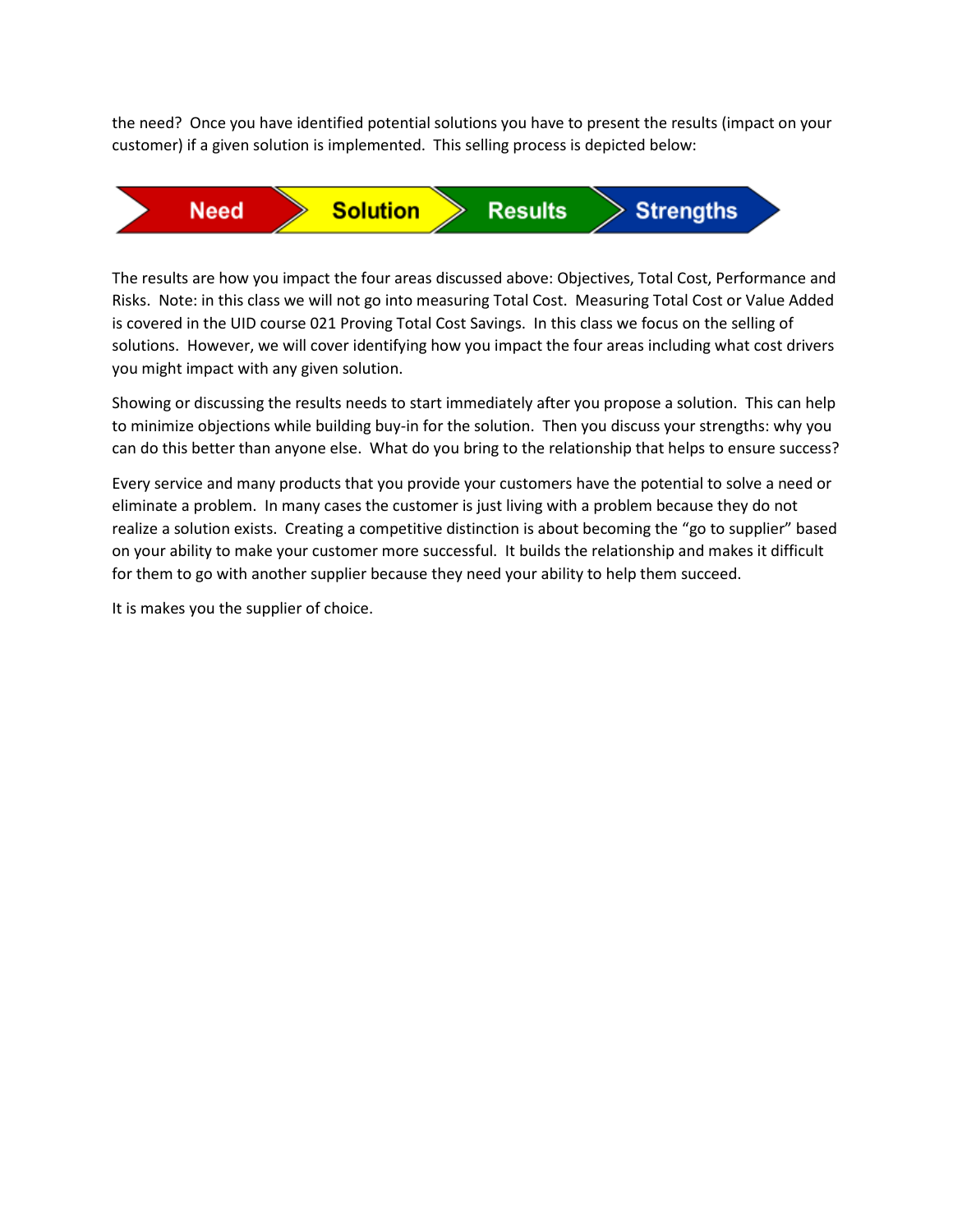the need? Once you have identified potential solutions you have to present the results (impact on your customer) if a given solution is implemented. This selling process is depicted below:

Need → Solution → Results → Strengths

The results are how you impact the four areas discussed above: Objectives, Total Cost, Performance and Risks. Note: in this class we will not go into measuring Total Cost. Measuring Total Cost or Value Added is covered in the UID course 021 Proving Total Cost Savings. In this class we focus on the selling of solutions. However, we will cover identifying how you impact the four areas including what cost drivers you might impact with any given solution.

Showing or discussing the results needs to start immediately after you propose a solution. This can help to minimize objections while building buy-in for the solution. Then you discuss your strengths: why you can do this better than anyone else. What do you bring to the relationship that helps to ensure success?

Every service and many products that you provide your customers have the potential to solve a need or eliminate a problem. In many cases the customer is just living with a problem because they do not realize a solution exists. Creating a competitive distinction is about becoming the "go to supplier" based on your ability to make your customer more successful. It builds the relationship and makes it difficult for them to go with another supplier because they need your ability to help them succeed.

It is makes you the supplier of choice.